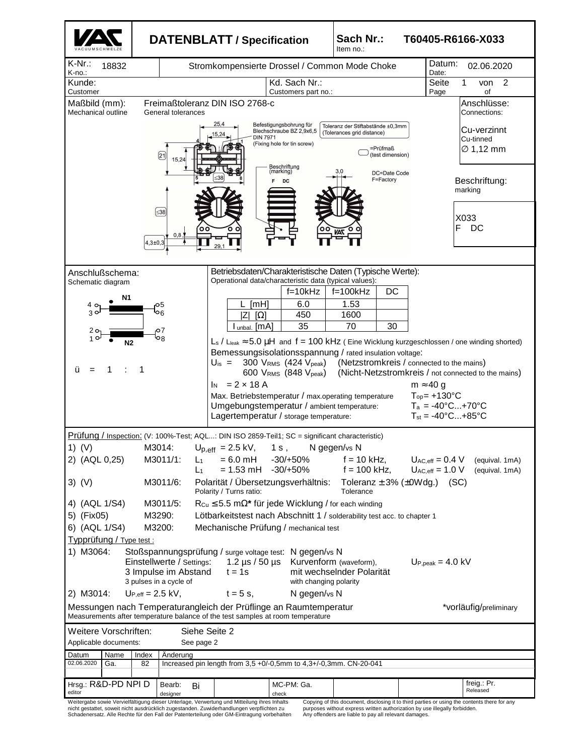# DATENBLATT / Specification

**Sach Nr.:** Item no.: **T60405-R6166-X033**

| K-Nr.: K-no.: | 18832 | Stromkompensierte Drossel / Common Mode Choke | Datum: Date: | 02.06.2020 |
|---|---|---|---|---|
| Kunde: Customer | | Kd. Sach Nr.: Customers part no.: | Seite Page | 1 von 2 of |

**Maßbild (mm):** Mechanical outline — Freimaßtoleranz DIN ISO 2768-c General tolerances

25,4; 15,24; 4; 1; 21; 15,24; 5; ≤38; 8; ≤38; 0,8; 4,3±0,3; 29,1; 3,0

Befestigungsbohrung für Blechschraube BZ 2,9x6,5 DIN 7971 (Fixing hole for tin screw)

Toleranz der Stiftabstände ±0,3mm (Tolerances grid distance)

=Prüfmaß (test dimension)

Beschriftung (marking): F DC

DC=Date Code
F=Factory

**Anschlüsse:** Connections:
Cu-verzinnt
Cu-tinned
∅ 1,12 mm

**Beschriftung:** marking

X033
F DC

**Anschlußschema:** Schematic diagram

N1: 4, 3 → 5, 6
N2: 2, 1 → 7, 8

ü = 1 : 1

**Betriebsdaten/Charakteristische Daten (Typische Werte):**
Operational data/characteristic data (typical values):

| | f=10kHz | f=100kHz | DC |
|---|---|---|---|
| L [mH] | 6.0 | 1.53 | |
| \|Z\| [Ω] | 450 | 1600 | |
| $I_{unbal.}$ [mA] | 35 | 70 | 30 |

$L_s$ / $L_{leak}$ ≈ 5.0 μH and f = 100 kHz ( Eine Wicklung kurzgeschlossen / one winding shorted)

Bemessungsisolationsspannung / rated insulation voltage:
$U_{is}$ = 300 $V_{RMS}$ (424 $V_{peak}$) (Netzstromkreis / connected to the mains)
600 $V_{RMS}$ (848 $V_{peak}$) (Nicht-Netzstromkreis / not connected to the mains)

$I_N$ = 2 × 18 A    m ≈ 40 g

Max. Betriebstemperatur / max.operating temperature: $T_{op}$ = +130°C
Umgebungstemperatur / ambient temperature: $T_a$ = -40°C...+70°C
Lagertemperatur / storage temperature: $T_{st}$ = -40°C...+85°C

**Prüfung / Inspection:** (V: 100%-Test; AQL...: DIN ISO 2859-Teil1; SC = significant characteristic)

1) (V) M3014: $U_{p,eff}$ = 2.5 kV, 1 s , N gegen/vs N
2) (AQL 0,25) M3011/1: $L_1$ = 6.0 mH -30/+50% f = 10 kHz, $U_{AC,eff}$ = 0.4 V (equival. 1mA)
   $L_1$ = 1.53 mH -30/+50% f = 100 kHz, $U_{AC,eff}$ = 1.0 V (equival. 1mA)
3) (V) M3011/6: Polarität / Übersetzungsverhältnis: Polarity / Turns ratio: Toleranz ± 3% (±0Wdg.) Tolerance (SC)
4) (AQL 1/S4) M3011/5: $R_{Cu}$ ≤ 5.5 mΩ* für jede Wicklung / for each winding
5) (Fix05) M3290: Lötbarkeitstest nach Abschnitt 1 / solderability test acc. to chapter 1
6) (AQL 1/S4) M3200: Mechanische Prüfung / mechanical test

**Typprüfung / Type test :**

1) M3064: Stoßspannungsprüfung / surge voltage test: N gegen/vs N
   Einstellwerte / Settings: 1.2 µs / 50 µs Kurvenform (waveform), $U_{P,peak}$ = 4.0 kV
   3 Impulse im Abstand / 3 pulses in a cycle of t = 1s mit wechselnder Polarität / with changing polarity
2) M3014: $U_{P,eff}$ = 2.5 kV, t = 5 s, N gegen/vs N

Messungen nach Temperaturangleich der Prüflinge an Raumtemperatur
Measurements after temperature balance of the test samples at room temperature

*vorläufig/preliminary

Weitere Vorschriften: Applicable documents: Siehe Seite 2 / See page 2

| Datum | Name | Index | Änderung |
|---|---|---|---|
| 02.06.2020 | Ga. | 82 | Increased pin length from 3,5 +0/-0,5mm to 4,3+/-0,3mm. CN-20-041 |

| Hrsg.: R&D-PD NPI D editor | Bearb.: Bi designer | MC-PM: Ga. check | freig.: Pr. Released |
|---|---|---|---|

Weitergabe sowie Vervielfältigung dieser Unterlage, Verwertung und Mitteilung ihres Inhalts nicht gestattet, soweit nicht ausdrücklich zugestanden. Zuwiderhandlungen verpflichten zu Schadenersatz. Alle Rechte für den Fall der Patenterteilung oder GM-Eintragung vorbehalten

Copying of this document, disclosing it to third parties or using the contents there for any purposes without express written authorization by use illegally forbidden. Any offenders are liable to pay all relevant damages.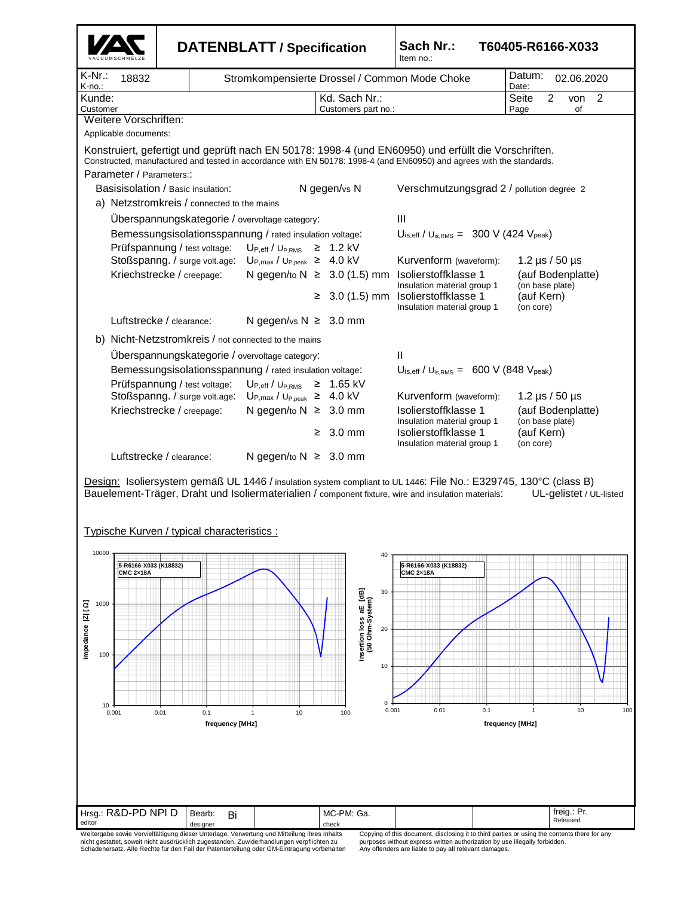# DATENBLATT / Specification

**Sach Nr.:** Item no.: **T60405-R6166-X033**

| | | |
|---|---|---|
| K-Nr.: K-no.: 18832 | Stromkompensierte Drossel / Common Mode Choke | Datum: Date: 02.06.2020 |
| Kunde: Customer | Kd. Sach Nr.: Customers part no.: | Seite 2 von 2 Page of |

Weitere Vorschriften:

Applicable documents:

Konstruiert, gefertigt und geprüft nach EN 50178: 1998-4 (und EN60950) und erfüllt die Vorschriften.
Constructed, manufactured and tested in accordance with EN 50178: 1998-4 (and EN60950) and agrees with the standards.

Parameter / Parameters::

Basisisolation / Basic insulation: N gegen/vs N — Verschmutzungsgrad 2 / pollution degree 2

a) Netzstromkreis / connected to the mains

| | | | |
|---|---|---|---|
| Überspannungskategorie / overvoltage category: | | III | |
| Bemessungsisolationsspannung / rated insulation voltage: | | $U_{is,eff}$ / $U_{is,RMS}$ = 300 V (424 $V_{peak}$) | |
| Prüfspannung / test voltage: | $U_{P,eff}$ / $U_{P,RMS}$ ≥ 1.2 kV | | |
| Stoßspanng. / surge volt.age: | $U_{P,max}$ / $U_{P,peak}$ ≥ 4.0 kV | Kurvenform (waveform): | 1.2 µs / 50 µs |
| Kriechstrecke / creepage: | N gegen/to N ≥ 3.0 (1.5) mm | Isolierstoffklasse 1 Insulation material group 1 | (auf Bodenplatte) (on base plate) |
| | ≥ 3.0 (1.5) mm | Isolierstoffklasse 1 Insulation material group 1 | (auf Kern) (on core) |
| Luftstrecke / clearance: | N gegen/vs N ≥ 3.0 mm | | |

b) Nicht-Netzstromkreis / not connected to the mains

| | | | |
|---|---|---|---|
| Überspannungskategorie / overvoltage category: | | II | |
| Bemessungsisolationsspannung / rated insulation voltage: | | $U_{is,eff}$ / $U_{is,RMS}$ = 600 V (848 $V_{peak}$) | |
| Prüfspannung / test voltage: | $U_{P,eff}$ / $U_{P,RMS}$ ≥ 1.65 kV | | |
| Stoßspanng. / surge volt.age: | $U_{P,max}$ / $U_{P,peak}$ ≥ 4.0 kV | Kurvenform (waveform): | 1.2 µs / 50 µs |
| Kriechstrecke / creepage: | N gegen/to N ≥ 3.0 mm | Isolierstoffklasse 1 Insulation material group 1 | (auf Bodenplatte) (on base plate) |
| | ≥ 3.0 mm | Isolierstoffklasse 1 Insulation material group 1 | (auf Kern) (on core) |
| Luftstrecke / clearance: | N gegen/to N ≥ 3.0 mm | | |

Design: Isoliersystem gemäß UL 1446 / insulation system compliant to UL 1446: File No.: E329745, 130°C (class B)
Bauelement-Träger, Draht und Isoliermaterialien / component fixture, wire and insulation materials: UL-gelistet / UL-listed

Typische Kurven / typical characteristics :

5-R6166-X033 (K18832)
CMC 2×18A
impedance |Z| [Ω]
10000
1000
100
10
0.001 0.01 0.1 1 10 100
frequency [MHz]

5-R6166-X033 (K18832)
CMC 2×18A
insertion loss aE [dB] (50 Ohm-System)
40
30
20
10
0
0.001 0.01 0.1 1 10 100
frequency [MHz]

| | | | | |
|---|---|---|---|---|
| Hrsg.: R&D-PD NPI D editor | Bearb: Bi designer | MC-PM: Ga. check | | freig.: Pr. Released |

Weitergabe sowie Vervielfältigung dieser Unterlage, Verwertung und Mitteilung ihres Inhalts nicht gestattet, soweit nicht ausdrücklich zugestanden. Zuwiderhandlungen verpflichten zu Schadenersatz. Alle Rechte für den Fall der Patenterteilung oder GM-Eintragung vorbehalten

Copying of this document, disclosing it to third parties or using the contents there for any purposes without express written authorization by use illegally forbidden. Any offenders are liable to pay all relevant damages.